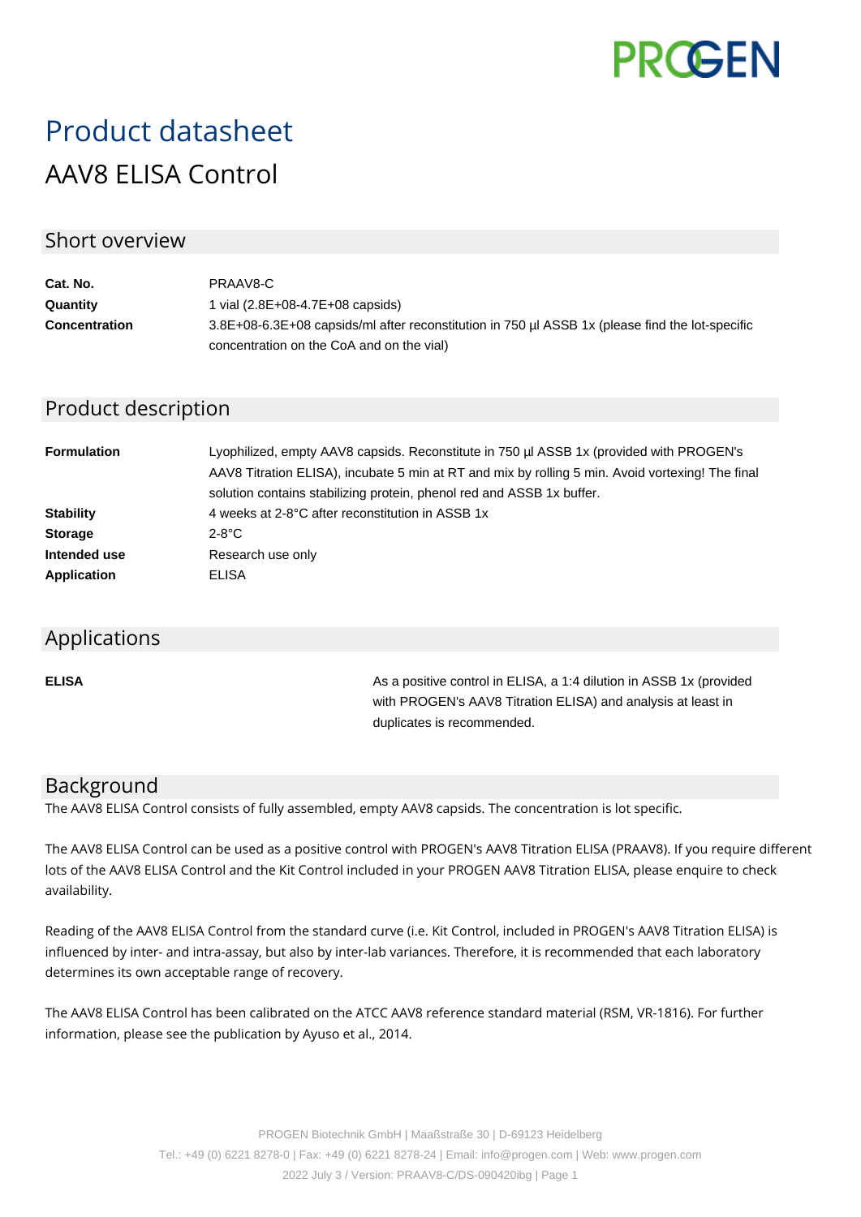# Product datasheet

## AAV8 ELISA Control

## Short overview

| | |
|---|---|
| **Cat. No.** | PRAAV8-C |
| **Quantity** | 1 vial (2.8E+08-4.7E+08 capsids) |
| **Concentration** | 3.8E+08-6.3E+08 capsids/ml after reconstitution in 750 µl ASSB 1x (please find the lot-specific concentration on the CoA and on the vial) |

## Product description

| | |
|---|---|
| **Formulation** | Lyophilized, empty AAV8 capsids. Reconstitute in 750 µl ASSB 1x (provided with PROGEN's AAV8 Titration ELISA), incubate 5 min at RT and mix by rolling 5 min. Avoid vortexing! The final solution contains stabilizing protein, phenol red and ASSB 1x buffer. |
| **Stability** | 4 weeks at 2-8°C after reconstitution in ASSB 1x |
| **Storage** | 2-8°C |
| **Intended use** | Research use only |
| **Application** | ELISA |

## Applications

| | |
|---|---|
| **ELISA** | As a positive control in ELISA, a 1:4 dilution in ASSB 1x (provided with PROGEN's AAV8 Titration ELISA) and analysis at least in duplicates is recommended. |

## Background

The AAV8 ELISA Control consists of fully assembled, empty AAV8 capsids. The concentration is lot specific.

The AAV8 ELISA Control can be used as a positive control with PROGEN's AAV8 Titration ELISA (PRAAV8). If you require different lots of the AAV8 ELISA Control and the Kit Control included in your PROGEN AAV8 Titration ELISA, please enquire to check availability.

Reading of the AAV8 ELISA Control from the standard curve (i.e. Kit Control, included in PROGEN's AAV8 Titration ELISA) is influenced by inter- and intra-assay, but also by inter-lab variances. Therefore, it is recommended that each laboratory determines its own acceptable range of recovery.

The AAV8 ELISA Control has been calibrated on the ATCC AAV8 reference standard material (RSM, VR-1816). For further information, please see the publication by Ayuso et al., 2014.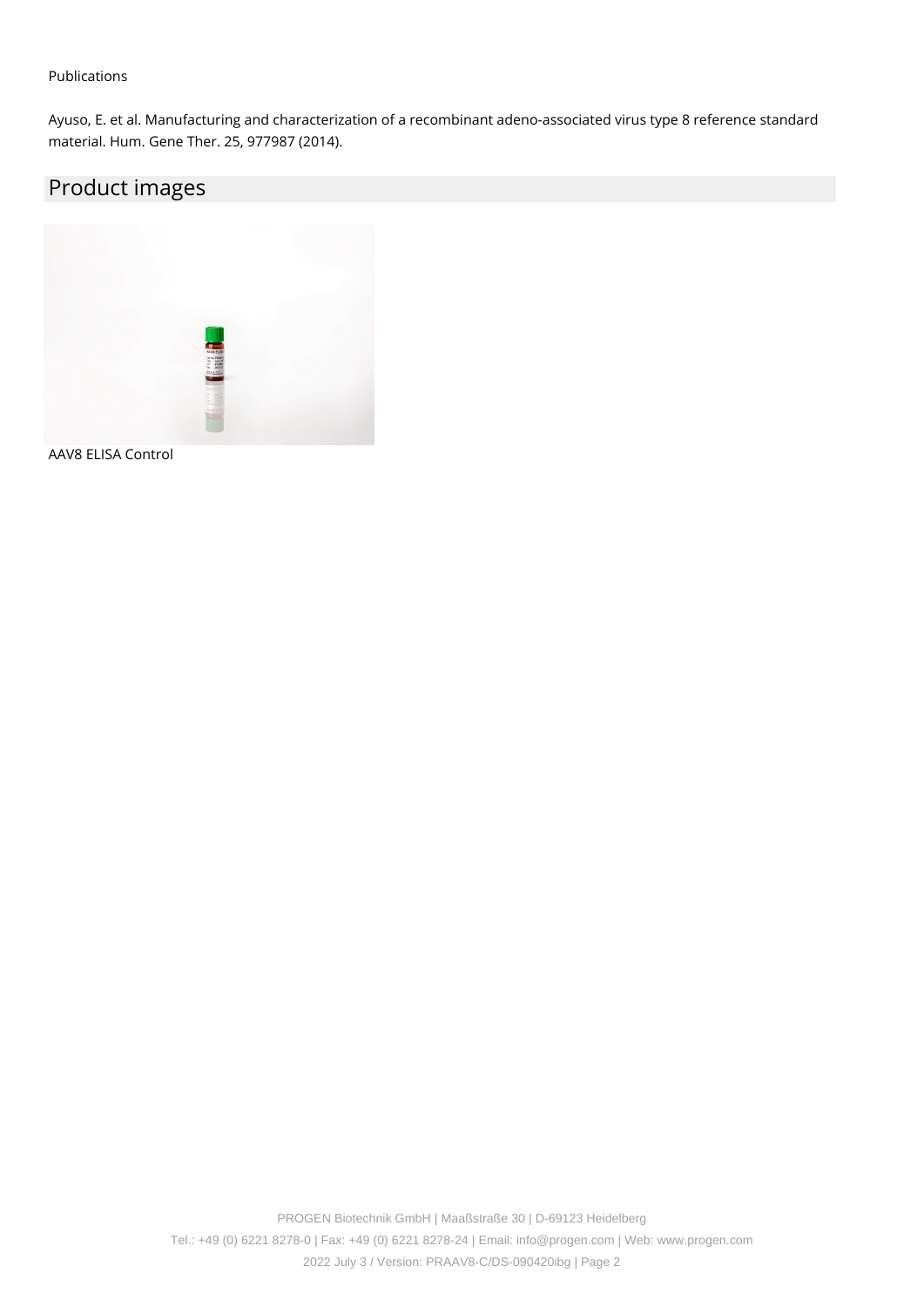Publications

Ayuso, E. et al. Manufacturing and characterization of a recombinant adeno-associated virus type 8 reference standard material. Hum. Gene Ther. 25, 977987 (2014).

## Product images

AAV8 ELISA Control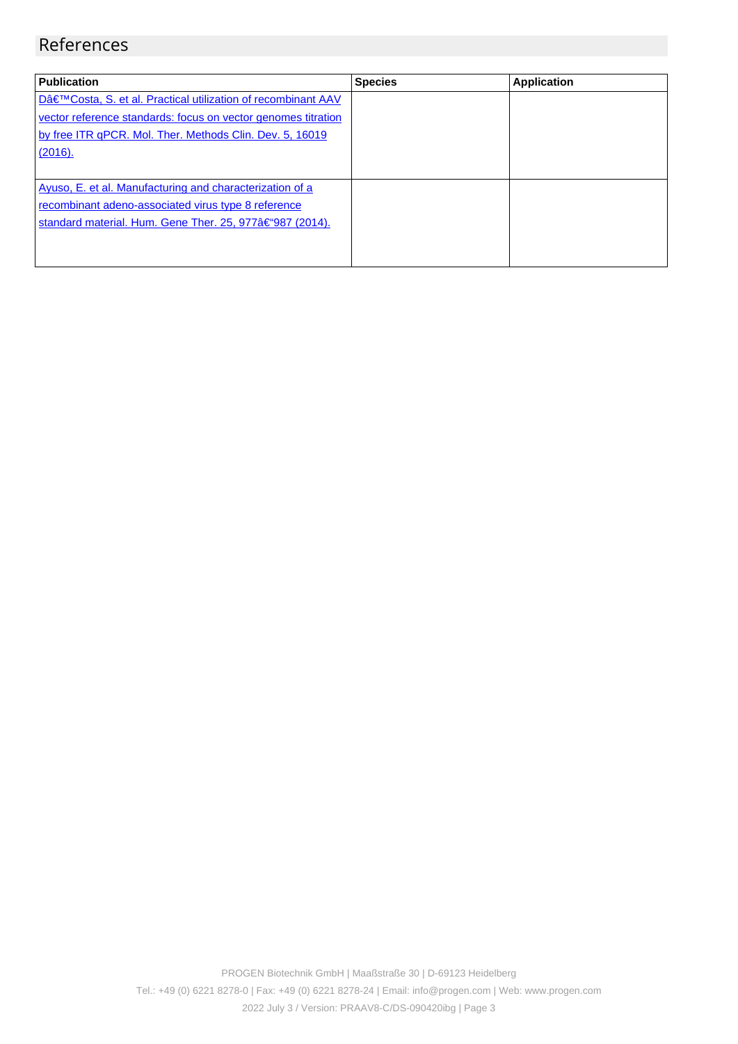## References

| Publication | Species | Application |
|---|---|---|
| Dâ€™Costa, S. et al. Practical utilization of recombinant AAV vector reference standards: focus on vector genomes titration by free ITR qPCR. Mol. Ther. Methods Clin. Dev. 5, 16019 (2016). | | |
| Ayuso, E. et al. Manufacturing and characterization of a recombinant adeno-associated virus type 8 reference standard material. Hum. Gene Ther. 25, 977â€“987 (2014). | | |

PROGEN Biotechnik GmbH | Maaßstraße 30 | D-69123 Heidelberg
Tel.: +49 (0) 6221 8278-0 | Fax: +49 (0) 6221 8278-24 | Email: info@progen.com | Web: www.progen.com
2022 July 3 / Version: PRAAV8-C/DS-090420ibg